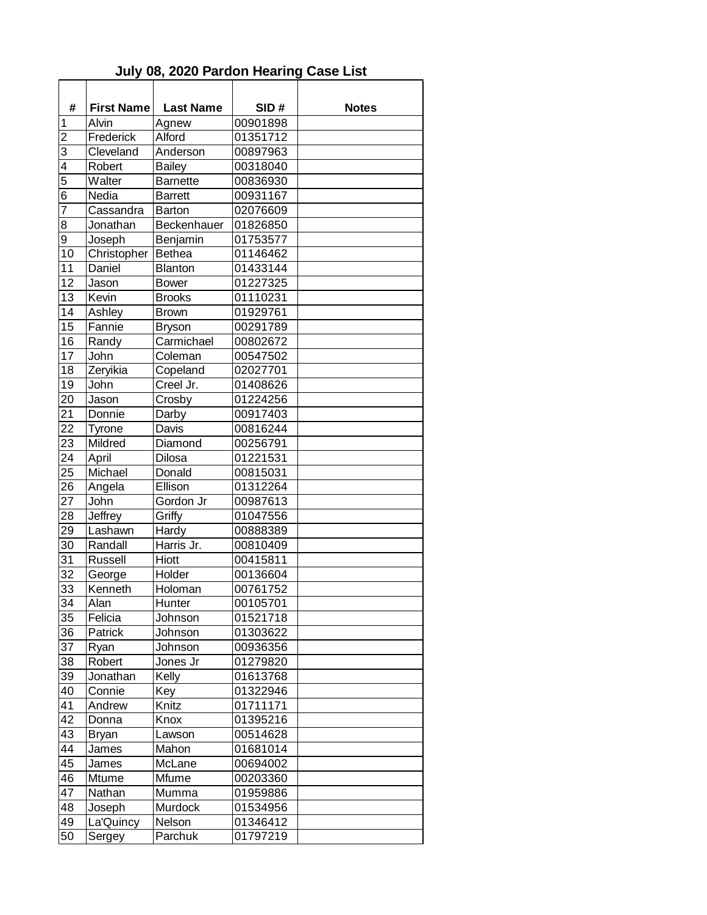# July 08, 2020 Pardon Hearing Case List

| # | First Name | Last Name | SID # | Notes |
|---|---|---|---|---|
| 1 | Alvin | Agnew | 00901898 | |
| 2 | Frederick | Alford | 01351712 | |
| 3 | Cleveland | Anderson | 00897963 | |
| 4 | Robert | Bailey | 00318040 | |
| 5 | Walter | Barnette | 00836930 | |
| 6 | Nedia | Barrett | 00931167 | |
| 7 | Cassandra | Barton | 02076609 | |
| 8 | Jonathan | Beckenhauer | 01826850 | |
| 9 | Joseph | Benjamin | 01753577 | |
| 10 | Christopher | Bethea | 01146462 | |
| 11 | Daniel | Blanton | 01433144 | |
| 12 | Jason | Bower | 01227325 | |
| 13 | Kevin | Brooks | 01110231 | |
| 14 | Ashley | Brown | 01929761 | |
| 15 | Fannie | Bryson | 00291789 | |
| 16 | Randy | Carmichael | 00802672 | |
| 17 | John | Coleman | 00547502 | |
| 18 | Zeryikia | Copeland | 02027701 | |
| 19 | John | Creel Jr. | 01408626 | |
| 20 | Jason | Crosby | 01224256 | |
| 21 | Donnie | Darby | 00917403 | |
| 22 | Tyrone | Davis | 00816244 | |
| 23 | Mildred | Diamond | 00256791 | |
| 24 | April | Dilosa | 01221531 | |
| 25 | Michael | Donald | 00815031 | |
| 26 | Angela | Ellison | 01312264 | |
| 27 | John | Gordon Jr | 00987613 | |
| 28 | Jeffrey | Griffy | 01047556 | |
| 29 | Lashawn | Hardy | 00888389 | |
| 30 | Randall | Harris Jr. | 00810409 | |
| 31 | Russell | Hiott | 00415811 | |
| 32 | George | Holder | 00136604 | |
| 33 | Kenneth | Holoman | 00761752 | |
| 34 | Alan | Hunter | 00105701 | |
| 35 | Felicia | Johnson | 01521718 | |
| 36 | Patrick | Johnson | 01303622 | |
| 37 | Ryan | Johnson | 00936356 | |
| 38 | Robert | Jones Jr | 01279820 | |
| 39 | Jonathan | Kelly | 01613768 | |
| 40 | Connie | Key | 01322946 | |
| 41 | Andrew | Knitz | 01711171 | |
| 42 | Donna | Knox | 01395216 | |
| 43 | Bryan | Lawson | 00514628 | |
| 44 | James | Mahon | 01681014 | |
| 45 | James | McLane | 00694002 | |
| 46 | Mtume | Mfume | 00203360 | |
| 47 | Nathan | Mumma | 01959886 | |
| 48 | Joseph | Murdock | 01534956 | |
| 49 | La'Quincy | Nelson | 01346412 | |
| 50 | Sergey | Parchuk | 01797219 | |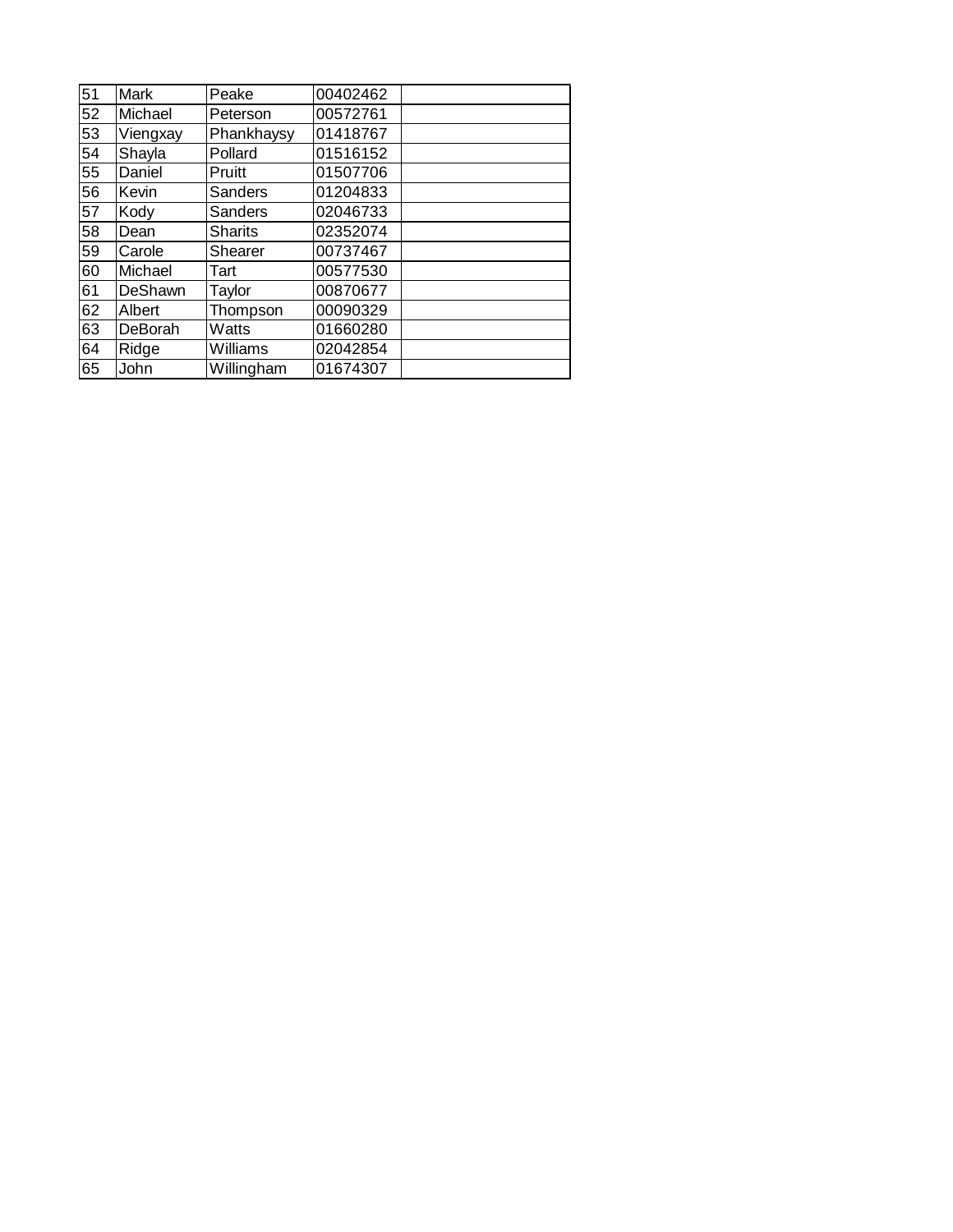| | | | | |
|---|---|---|---|---|
| 51 | Mark | Peake | 00402462 | |
| 52 | Michael | Peterson | 00572761 | |
| 53 | Viengxay | Phankhaysy | 01418767 | |
| 54 | Shayla | Pollard | 01516152 | |
| 55 | Daniel | Pruitt | 01507706 | |
| 56 | Kevin | Sanders | 01204833 | |
| 57 | Kody | Sanders | 02046733 | |
| 58 | Dean | Sharits | 02352074 | |
| 59 | Carole | Shearer | 00737467 | |
| 60 | Michael | Tart | 00577530 | |
| 61 | DeShawn | Taylor | 00870677 | |
| 62 | Albert | Thompson | 00090329 | |
| 63 | DeBorah | Watts | 01660280 | |
| 64 | Ridge | Williams | 02042854 | |
| 65 | John | Willingham | 01674307 | |